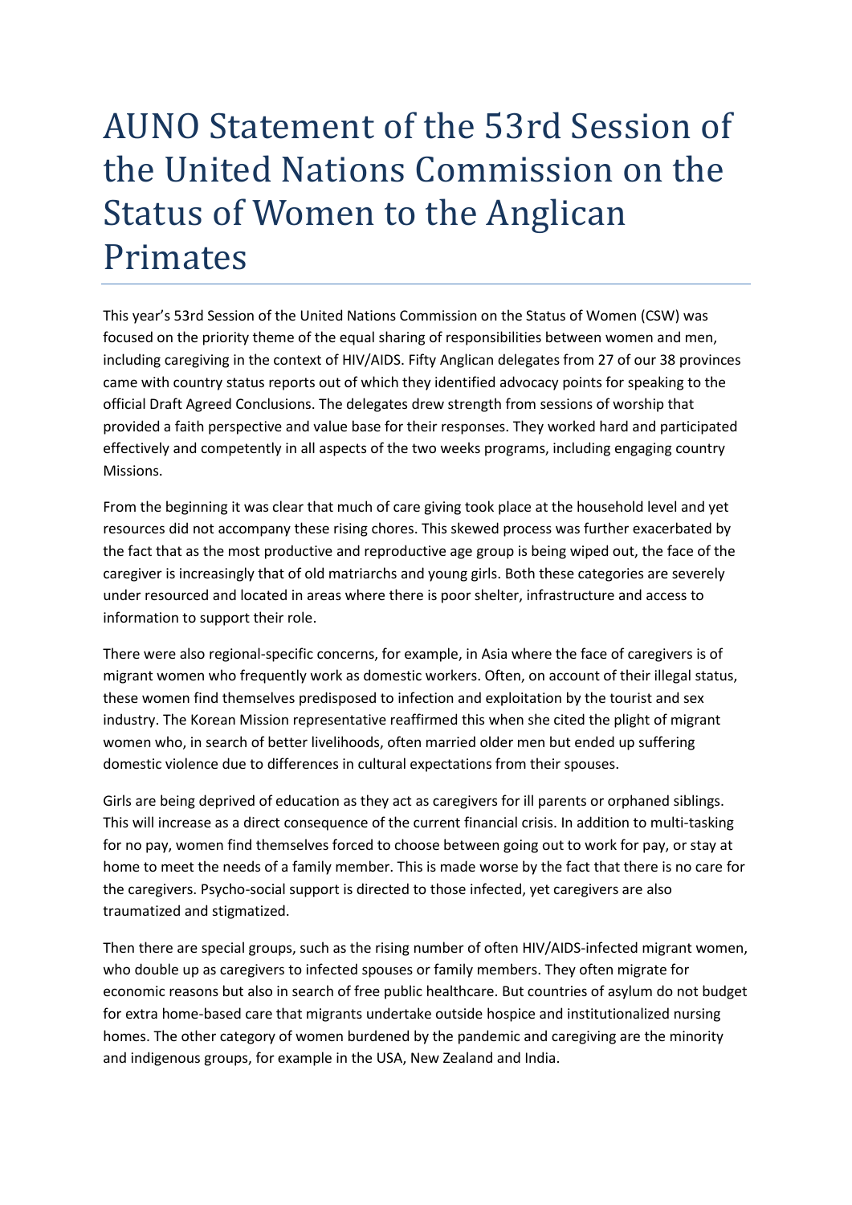# AUNO Statement of the 53rd Session of the United Nations Commission on the Status of Women to the Anglican Primates

This year's 53rd Session of the United Nations Commission on the Status of Women (CSW) was focused on the priority theme of the equal sharing of responsibilities between women and men, including caregiving in the context of HIV/AIDS. Fifty Anglican delegates from 27 of our 38 provinces came with country status reports out of which they identified advocacy points for speaking to the official Draft Agreed Conclusions. The delegates drew strength from sessions of worship that provided a faith perspective and value base for their responses. They worked hard and participated effectively and competently in all aspects of the two weeks programs, including engaging country Missions.

From the beginning it was clear that much of care giving took place at the household level and yet resources did not accompany these rising chores. This skewed process was further exacerbated by the fact that as the most productive and reproductive age group is being wiped out, the face of the caregiver is increasingly that of old matriarchs and young girls. Both these categories are severely under resourced and located in areas where there is poor shelter, infrastructure and access to information to support their role.

There were also regional-specific concerns, for example, in Asia where the face of caregivers is of migrant women who frequently work as domestic workers. Often, on account of their illegal status, these women find themselves predisposed to infection and exploitation by the tourist and sex industry. The Korean Mission representative reaffirmed this when she cited the plight of migrant women who, in search of better livelihoods, often married older men but ended up suffering domestic violence due to differences in cultural expectations from their spouses.

Girls are being deprived of education as they act as caregivers for ill parents or orphaned siblings. This will increase as a direct consequence of the current financial crisis. In addition to multi-tasking for no pay, women find themselves forced to choose between going out to work for pay, or stay at home to meet the needs of a family member. This is made worse by the fact that there is no care for the caregivers. Psycho-social support is directed to those infected, yet caregivers are also traumatized and stigmatized.

Then there are special groups, such as the rising number of often HIV/AIDS-infected migrant women, who double up as caregivers to infected spouses or family members. They often migrate for economic reasons but also in search of free public healthcare. But countries of asylum do not budget for extra home-based care that migrants undertake outside hospice and institutionalized nursing homes. The other category of women burdened by the pandemic and caregiving are the minority and indigenous groups, for example in the USA, New Zealand and India.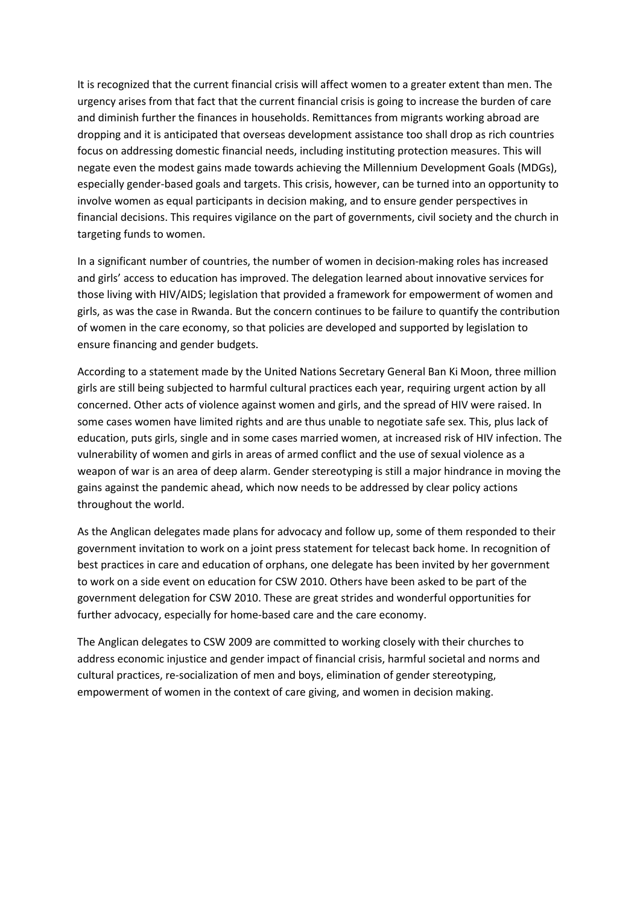It is recognized that the current financial crisis will affect women to a greater extent than men. The urgency arises from that fact that the current financial crisis is going to increase the burden of care and diminish further the finances in households. Remittances from migrants working abroad are dropping and it is anticipated that overseas development assistance too shall drop as rich countries focus on addressing domestic financial needs, including instituting protection measures. This will negate even the modest gains made towards achieving the Millennium Development Goals (MDGs), especially gender-based goals and targets. This crisis, however, can be turned into an opportunity to involve women as equal participants in decision making, and to ensure gender perspectives in financial decisions. This requires vigilance on the part of governments, civil society and the church in targeting funds to women.

In a significant number of countries, the number of women in decision-making roles has increased and girls' access to education has improved. The delegation learned about innovative services for those living with HIV/AIDS; legislation that provided a framework for empowerment of women and girls, as was the case in Rwanda. But the concern continues to be failure to quantify the contribution of women in the care economy, so that policies are developed and supported by legislation to ensure financing and gender budgets.

According to a statement made by the United Nations Secretary General Ban Ki Moon, three million girls are still being subjected to harmful cultural practices each year, requiring urgent action by all concerned. Other acts of violence against women and girls, and the spread of HIV were raised. In some cases women have limited rights and are thus unable to negotiate safe sex. This, plus lack of education, puts girls, single and in some cases married women, at increased risk of HIV infection. The vulnerability of women and girls in areas of armed conflict and the use of sexual violence as a weapon of war is an area of deep alarm. Gender stereotyping is still a major hindrance in moving the gains against the pandemic ahead, which now needs to be addressed by clear policy actions throughout the world.

As the Anglican delegates made plans for advocacy and follow up, some of them responded to their government invitation to work on a joint press statement for telecast back home. In recognition of best practices in care and education of orphans, one delegate has been invited by her government to work on a side event on education for CSW 2010. Others have been asked to be part of the government delegation for CSW 2010. These are great strides and wonderful opportunities for further advocacy, especially for home-based care and the care economy.

The Anglican delegates to CSW 2009 are committed to working closely with their churches to address economic injustice and gender impact of financial crisis, harmful societal and norms and cultural practices, re-socialization of men and boys, elimination of gender stereotyping, empowerment of women in the context of care giving, and women in decision making.